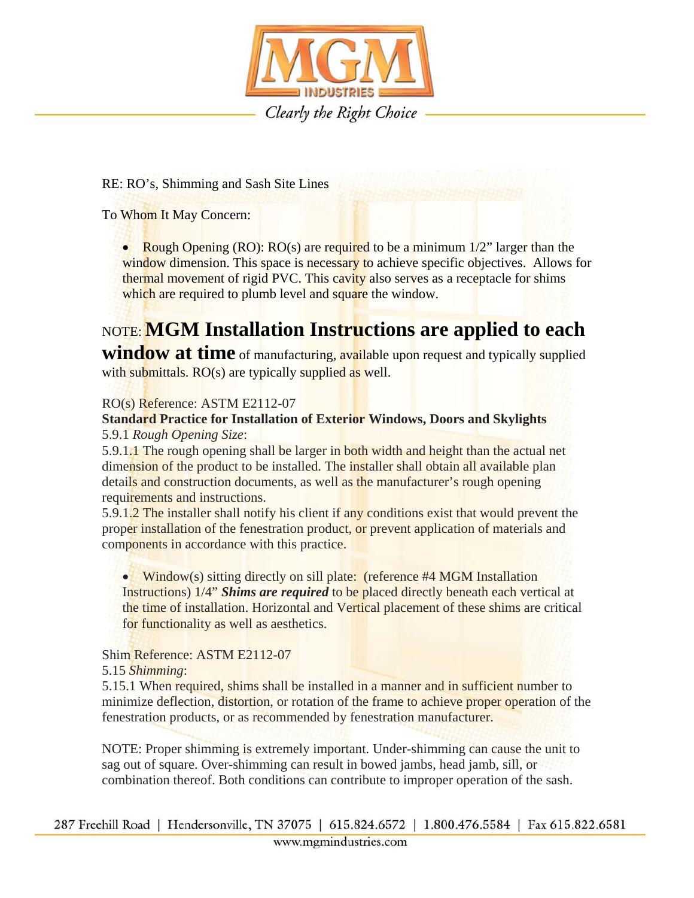RE: RO's, Shimming and Sash Site Lines

To Whom It May Concern:

- Rough Opening (RO): RO(s) are required to be a minimum 1/2" larger than the window dimension. This space is necessary to achieve specific objectives. Allows for thermal movement of rigid PVC. This cavity also serves as a receptacle for shims which are required to plumb level and square the window.

NOTE: **MGM Installation Instructions are applied to each window at time** of manufacturing, available upon request and typically supplied with submittals. RO(s) are typically supplied as well.

RO(s) Reference: ASTM E2112-07
**Standard Practice for Installation of Exterior Windows, Doors and Skylights**
5.9.1 *Rough Opening Size*:
5.9.1.1 The rough opening shall be larger in both width and height than the actual net dimension of the product to be installed. The installer shall obtain all available plan details and construction documents, as well as the manufacturer's rough opening requirements and instructions.
5.9.1.2 The installer shall notify his client if any conditions exist that would prevent the proper installation of the fenestration product, or prevent application of materials and components in accordance with this practice.

- Window(s) sitting directly on sill plate: (reference #4 MGM Installation Instructions) 1/4" ***Shims are required*** to be placed directly beneath each vertical at the time of installation. Horizontal and Vertical placement of these shims are critical for functionality as well as aesthetics.

Shim Reference: ASTM E2112-07
5.15 *Shimming*:
5.15.1 When required, shims shall be installed in a manner and in sufficient number to minimize deflection, distortion, or rotation of the frame to achieve proper operation of the fenestration products, or as recommended by fenestration manufacturer.

NOTE: Proper shimming is extremely important. Under-shimming can cause the unit to sag out of square. Over-shimming can result in bowed jambs, head jamb, sill, or combination thereof. Both conditions can contribute to improper operation of the sash.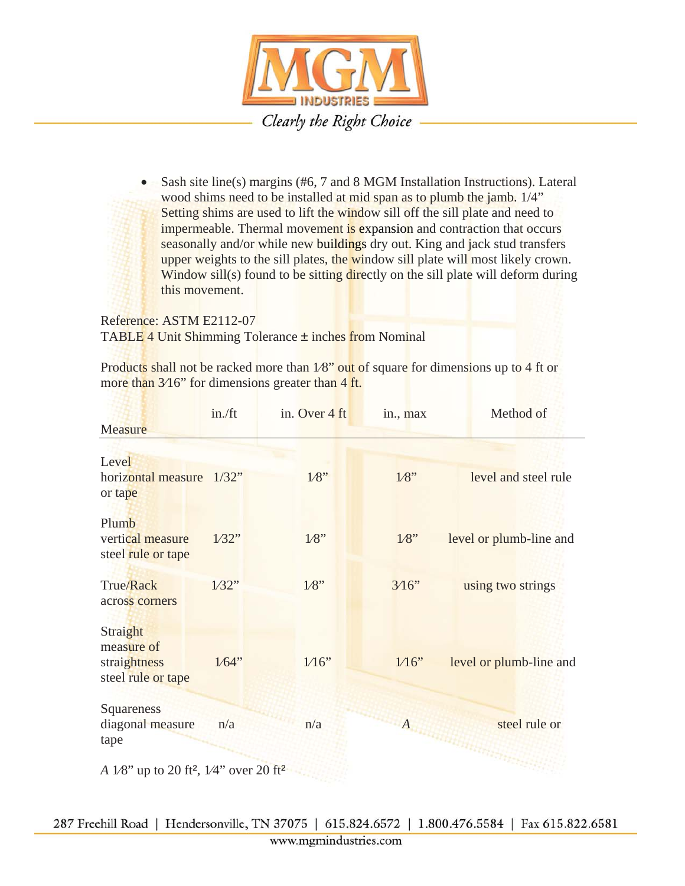- Sash site line(s) margins (#6, 7 and 8 MGM Installation Instructions). Lateral wood shims need to be installed at mid span as to plumb the jamb. 1/4" Setting shims are used to lift the window sill off the sill plate and need to impermeable. Thermal movement is expansion and contraction that occurs seasonally and/or while new buildings dry out. King and jack stud transfers upper weights to the sill plates, the window sill plate will most likely crown. Window sill(s) found to be sitting directly on the sill plate will deform during this movement.

Reference: ASTM E2112-07
TABLE 4 Unit Shimming Tolerance ± inches from Nominal

Products shall not be racked more than 1⁄8" out of square for dimensions up to 4 ft or more than 3⁄16" for dimensions greater than 4 ft.

| | in./ft | in. Over 4 ft | in., max | Method of Measure |
|---|---|---|---|---|
| Level horizontal measure | 1/32" | 1⁄8" | 1⁄8" | level and steel rule or tape |
| Plumb vertical measure | 1⁄32" | 1⁄8" | 1⁄8" | level or plumb-line and steel rule or tape |
| True/Rack across corners | 1⁄32" | 1⁄8" | 3⁄16" | using two strings |
| Straight measure of straightness | 1⁄64" | 1⁄16" | 1⁄16" | level or plumb-line and steel rule or tape |
| Squareness diagonal measure | n/a | n/a | *A* | steel rule or tape |

*A* 1⁄8" up to 20 ft², 1⁄4" over 20 ft²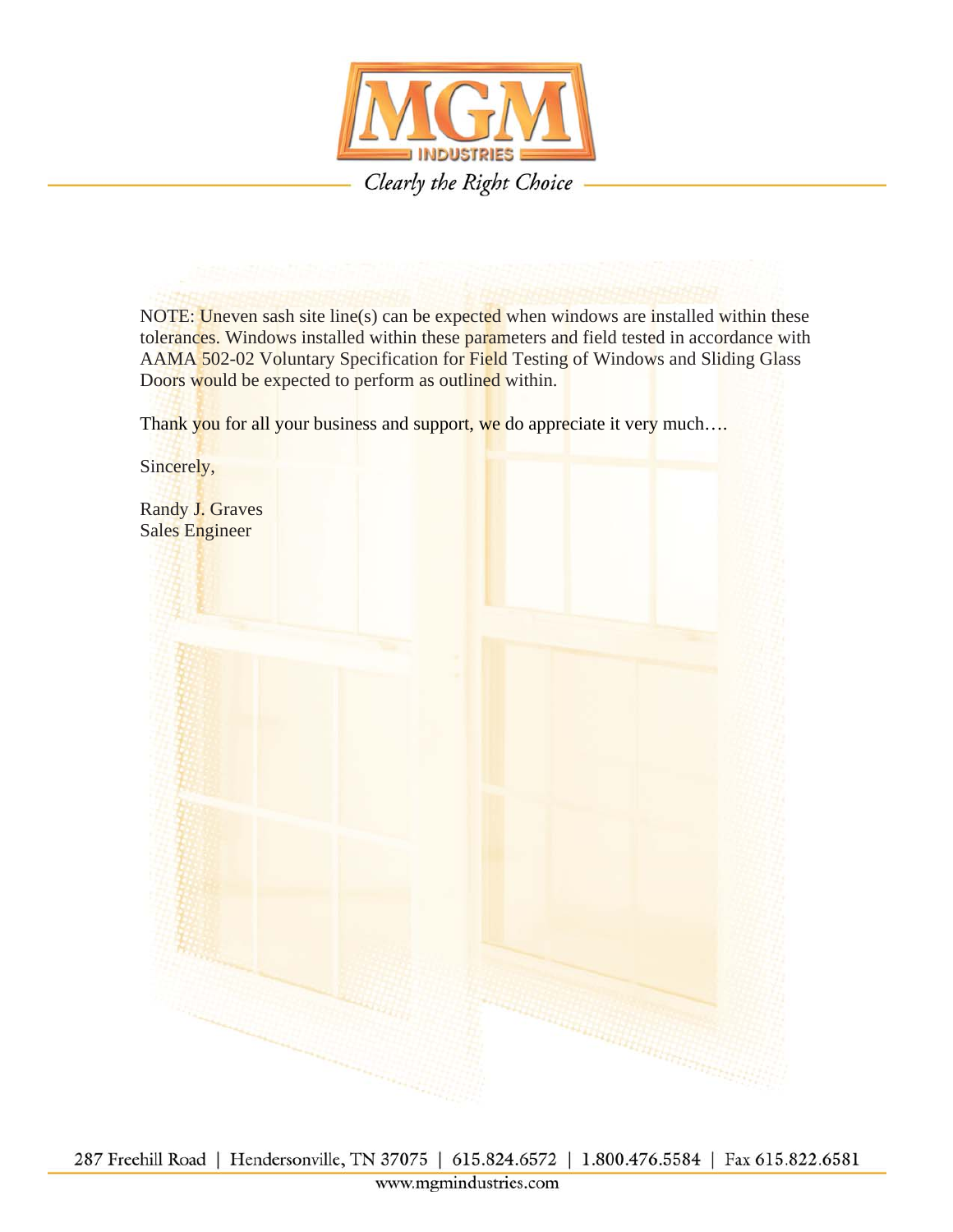MGM INDUSTRIES

*Clearly the Right Choice*

NOTE: Uneven sash site line(s) can be expected when windows are installed within these tolerances. Windows installed within these parameters and field tested in accordance with AAMA 502-02 Voluntary Specification for Field Testing of Windows and Sliding Glass Doors would be expected to perform as outlined within.

Thank you for all your business and support, we do appreciate it very much….

Sincerely,

Randy J. Graves
Sales Engineer

287 Freehill Road | Hendersonville, TN 37075 | 615.824.6572 | 1.800.476.5584 | Fax 615.822.6581
www.mgmindustries.com